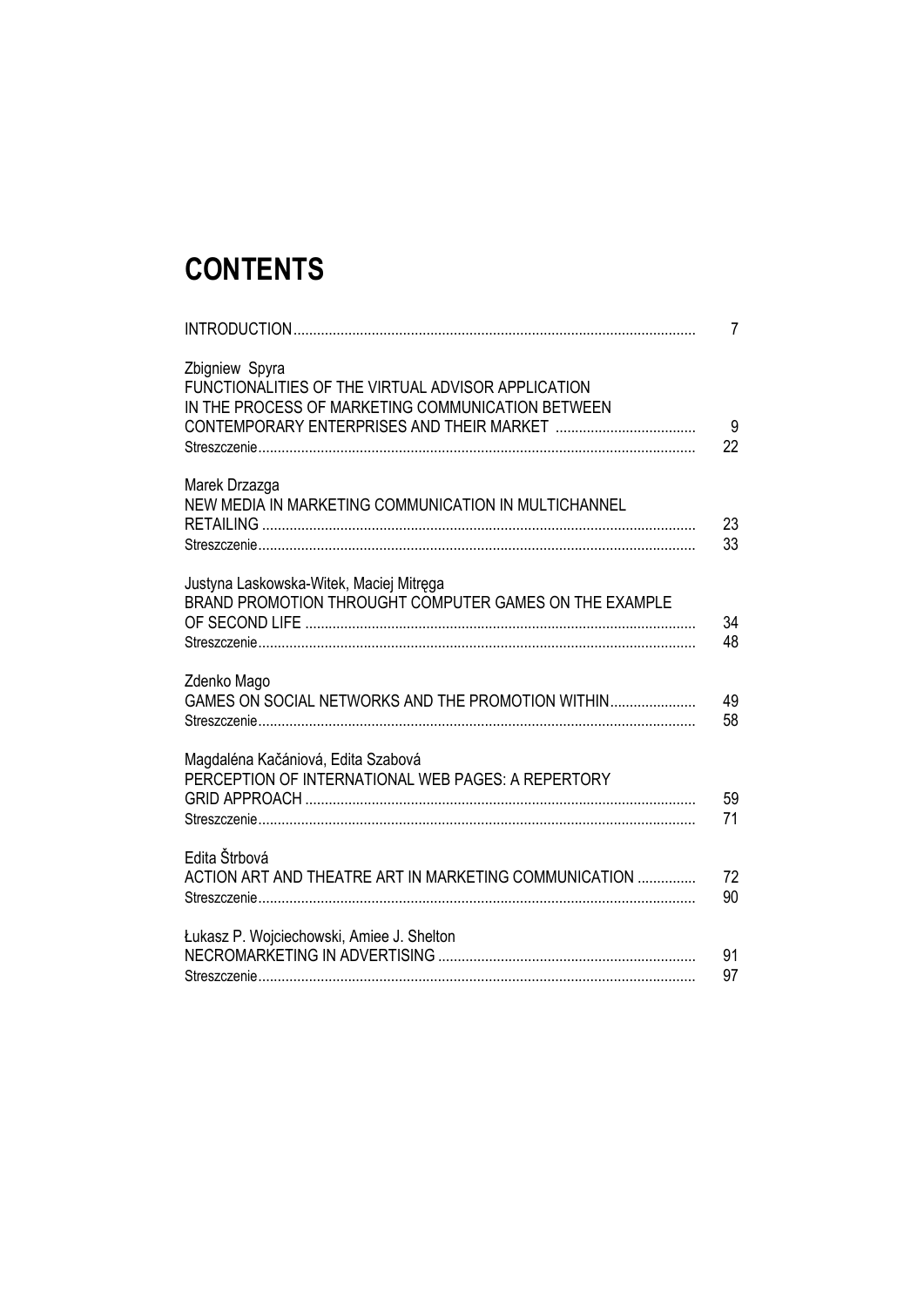# CONTENTS

| | |
|---|---|
| INTRODUCTION | 7 |
| Zbigniew Spyra<br>FUNCTIONALITIES OF THE VIRTUAL ADVISOR APPLICATION IN THE PROCESS OF MARKETING COMMUNICATION BETWEEN CONTEMPORARY ENTERPRISES AND THEIR MARKET | 9 |
| Streszczenie | 22 |
| Marek Drzazga<br>NEW MEDIA IN MARKETING COMMUNICATION IN MULTICHANNEL RETAILING | 23 |
| Streszczenie | 33 |
| Justyna Laskowska-Witek, Maciej Mitręga<br>BRAND PROMOTION THROUGHT COMPUTER GAMES ON THE EXAMPLE OF SECOND LIFE | 34 |
| Streszczenie | 48 |
| Zdenko Mago<br>GAMES ON SOCIAL NETWORKS AND THE PROMOTION WITHIN | 49 |
| Streszczenie | 58 |
| Magdaléna Kačániová, Edita Szabová<br>PERCEPTION OF INTERNATIONAL WEB PAGES: A REPERTORY GRID APPROACH | 59 |
| Streszczenie | 71 |
| Edita Štrbová<br>ACTION ART AND THEATRE ART IN MARKETING COMMUNICATION | 72 |
| Streszczenie | 90 |
| Łukasz P. Wojciechowski, Amiee J. Shelton<br>NECROMARKETING IN ADVERTISING | 91 |
| Streszczenie | 97 |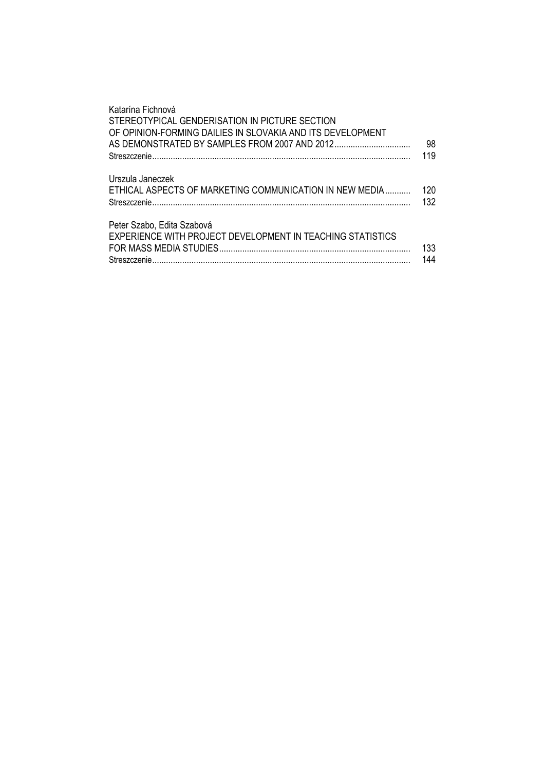Katarína Fichnová
STEREOTYPICAL GENDERISATION IN PICTURE SECTION
OF OPINION-FORMING DAILIES IN SLOVAKIA AND ITS DEVELOPMENT
AS DEMONSTRATED BY SAMPLES FROM 2007 AND 2012 ................................ 98
Streszczenie ............................................................................................................ 119

Urszula Janeczek
ETHICAL ASPECTS OF MARKETING COMMUNICATION IN NEW MEDIA ........... 120
Streszczenie ............................................................................................................ 132

Peter Szabo, Edita Szabová
EXPERIENCE WITH PROJECT DEVELOPMENT IN TEACHING STATISTICS
FOR MASS MEDIA STUDIES .................................................................................. 133
Streszczenie ............................................................................................................ 144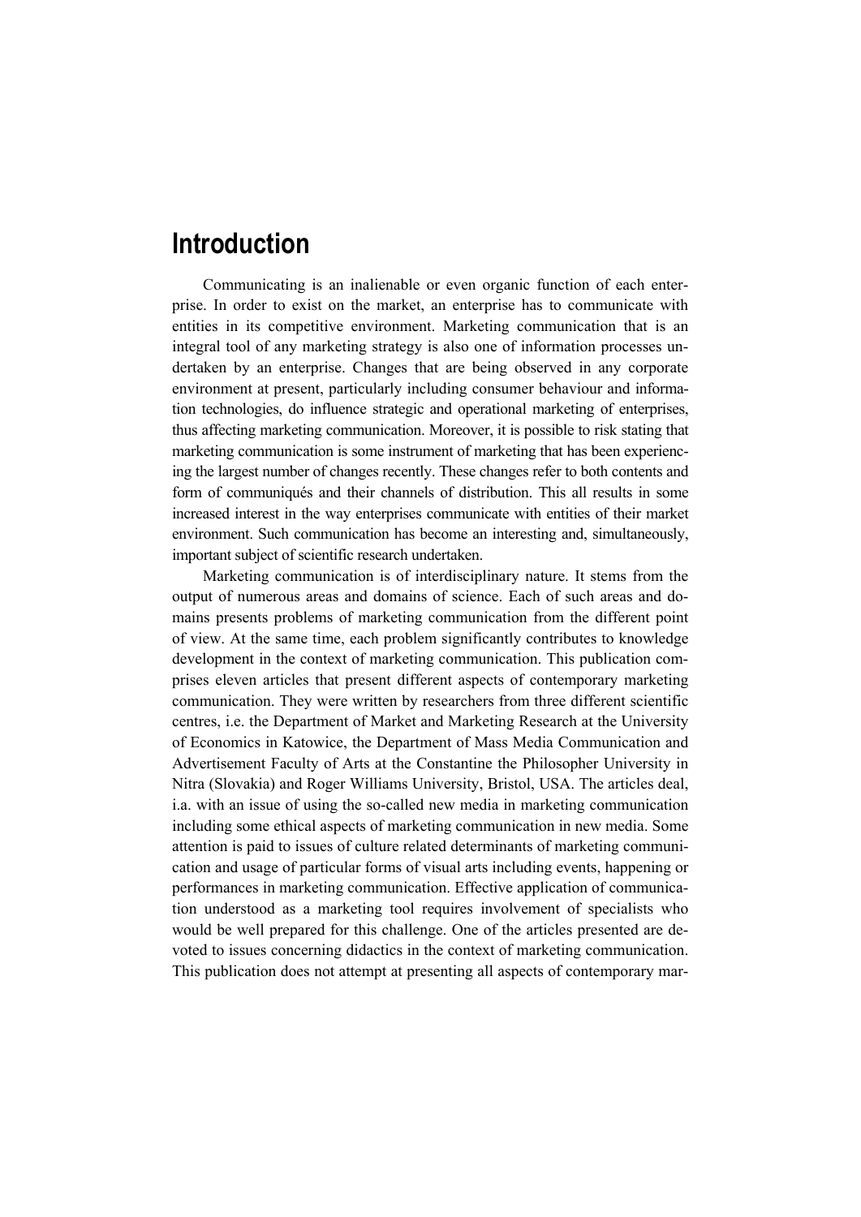# Introduction

Communicating is an inalienable or even organic function of each enterprise. In order to exist on the market, an enterprise has to communicate with entities in its competitive environment. Marketing communication that is an integral tool of any marketing strategy is also one of information processes undertaken by an enterprise. Changes that are being observed in any corporate environment at present, particularly including consumer behaviour and information technologies, do influence strategic and operational marketing of enterprises, thus affecting marketing communication. Moreover, it is possible to risk stating that marketing communication is some instrument of marketing that has been experiencing the largest number of changes recently. These changes refer to both contents and form of communiqués and their channels of distribution. This all results in some increased interest in the way enterprises communicate with entities of their market environment. Such communication has become an interesting and, simultaneously, important subject of scientific research undertaken.

Marketing communication is of interdisciplinary nature. It stems from the output of numerous areas and domains of science. Each of such areas and domains presents problems of marketing communication from the different point of view. At the same time, each problem significantly contributes to knowledge development in the context of marketing communication. This publication comprises eleven articles that present different aspects of contemporary marketing communication. They were written by researchers from three different scientific centres, i.e. the Department of Market and Marketing Research at the University of Economics in Katowice, the Department of Mass Media Communication and Advertisement Faculty of Arts at the Constantine the Philosopher University in Nitra (Slovakia) and Roger Williams University, Bristol, USA. The articles deal, i.a. with an issue of using the so-called new media in marketing communication including some ethical aspects of marketing communication in new media. Some attention is paid to issues of culture related determinants of marketing communication and usage of particular forms of visual arts including events, happening or performances in marketing communication. Effective application of communication understood as a marketing tool requires involvement of specialists who would be well prepared for this challenge. One of the articles presented are devoted to issues concerning didactics in the context of marketing communication. This publication does not attempt at presenting all aspects of contemporary mar-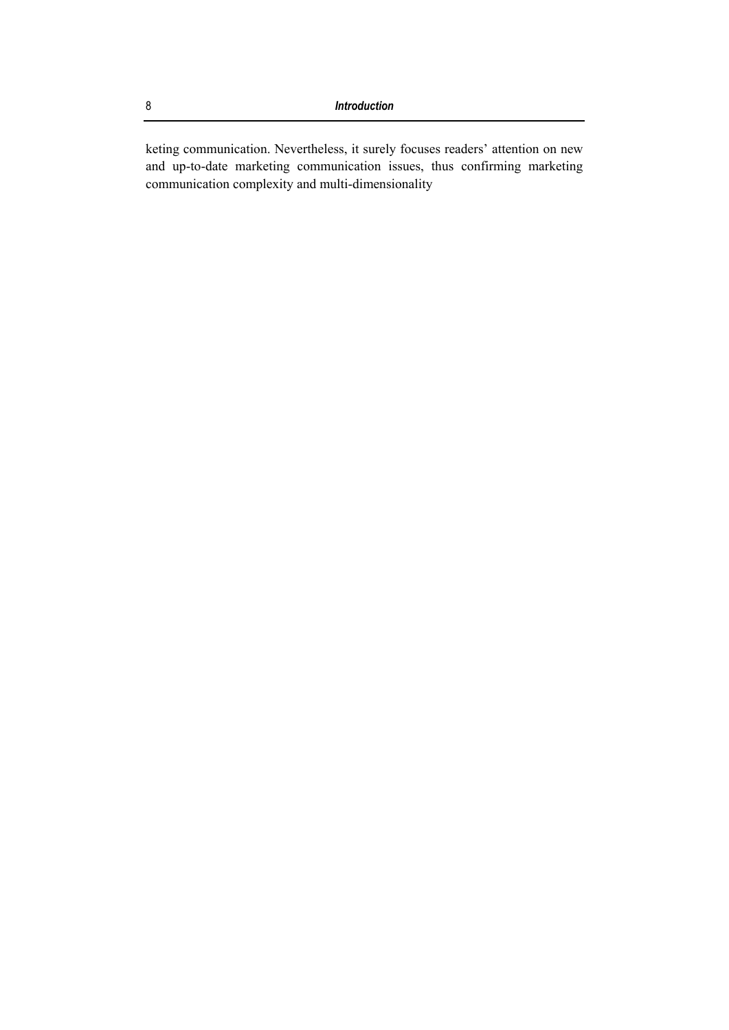keting communication. Nevertheless, it surely focuses readers' attention on new and up-to-date marketing communication issues, thus confirming marketing communication complexity and multi-dimensionality